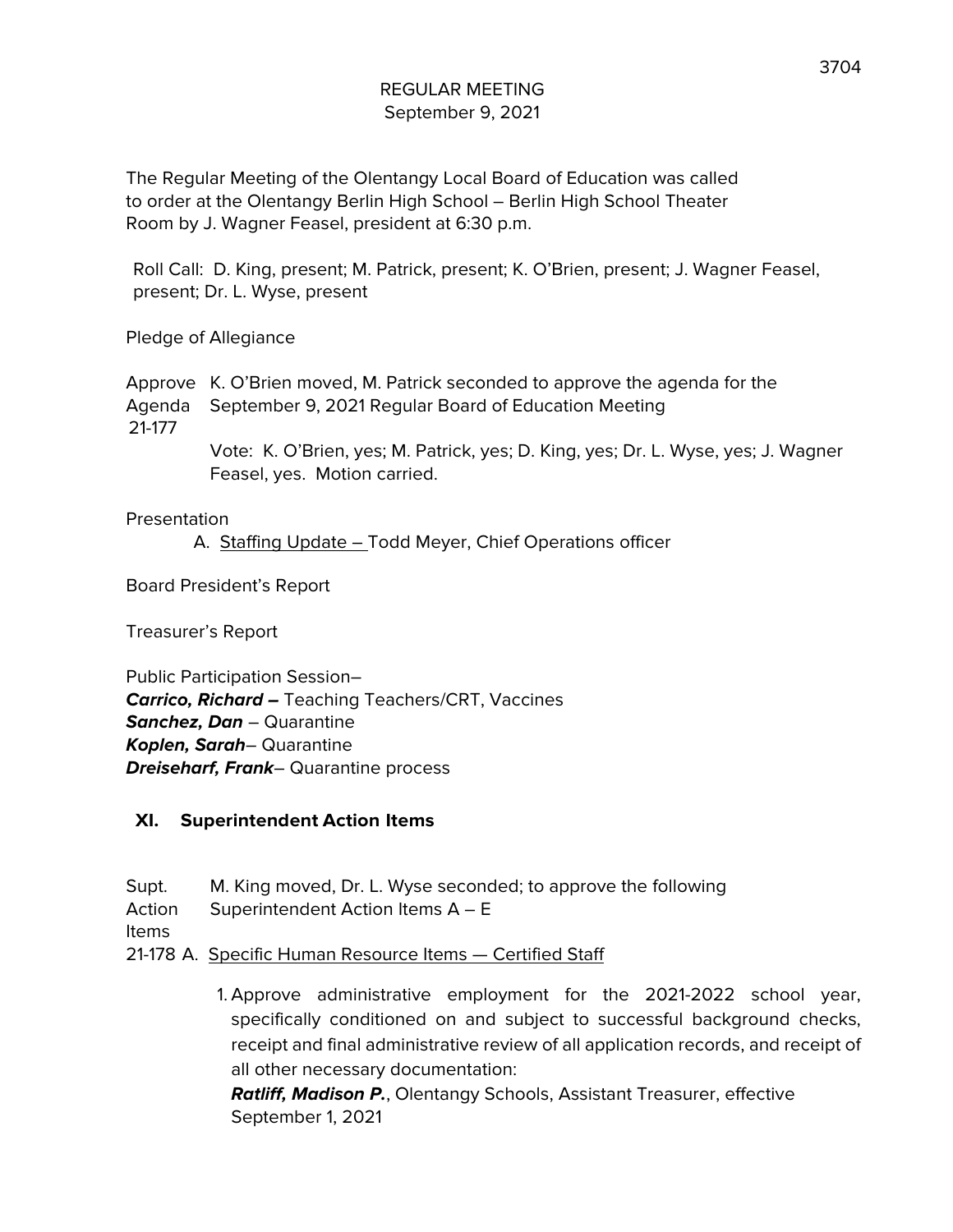# REGULAR MEETING
September 9, 2021

The Regular Meeting of the Olentangy Local Board of Education was called to order at the Olentangy Berlin High School – Berlin High School Theater Room by J. Wagner Feasel, president at 6:30 p.m.

Roll Call: D. King, present; M. Patrick, present; K. O'Brien, present; J. Wagner Feasel, present; Dr. L. Wyse, present

Pledge of Allegiance

Approve Agenda 21-177 — K. O'Brien moved, M. Patrick seconded to approve the agenda for the September 9, 2021 Regular Board of Education Meeting

Vote: K. O'Brien, yes; M. Patrick, yes; D. King, yes; Dr. L. Wyse, yes; J. Wagner Feasel, yes. Motion carried.

Presentation

A. Staffing Update – Todd Meyer, Chief Operations officer

Board President's Report

Treasurer's Report

Public Participation Session–
***Carrico, Richard –*** Teaching Teachers/CRT, Vaccines
***Sanchez, Dan*** – Quarantine
***Koplen, Sarah***– Quarantine
***Dreiseharf, Frank***– Quarantine process

## XI. Superintendent Action Items

Supt. Action Items — M. King moved, Dr. L. Wyse seconded; to approve the following Superintendent Action Items A – E

21-178 A. Specific Human Resource Items — Certified Staff

1. Approve administrative employment for the 2021-2022 school year, specifically conditioned on and subject to successful background checks, receipt and final administrative review of all application records, and receipt of all other necessary documentation:
   ***Ratliff, Madison P.***, Olentangy Schools, Assistant Treasurer, effective September 1, 2021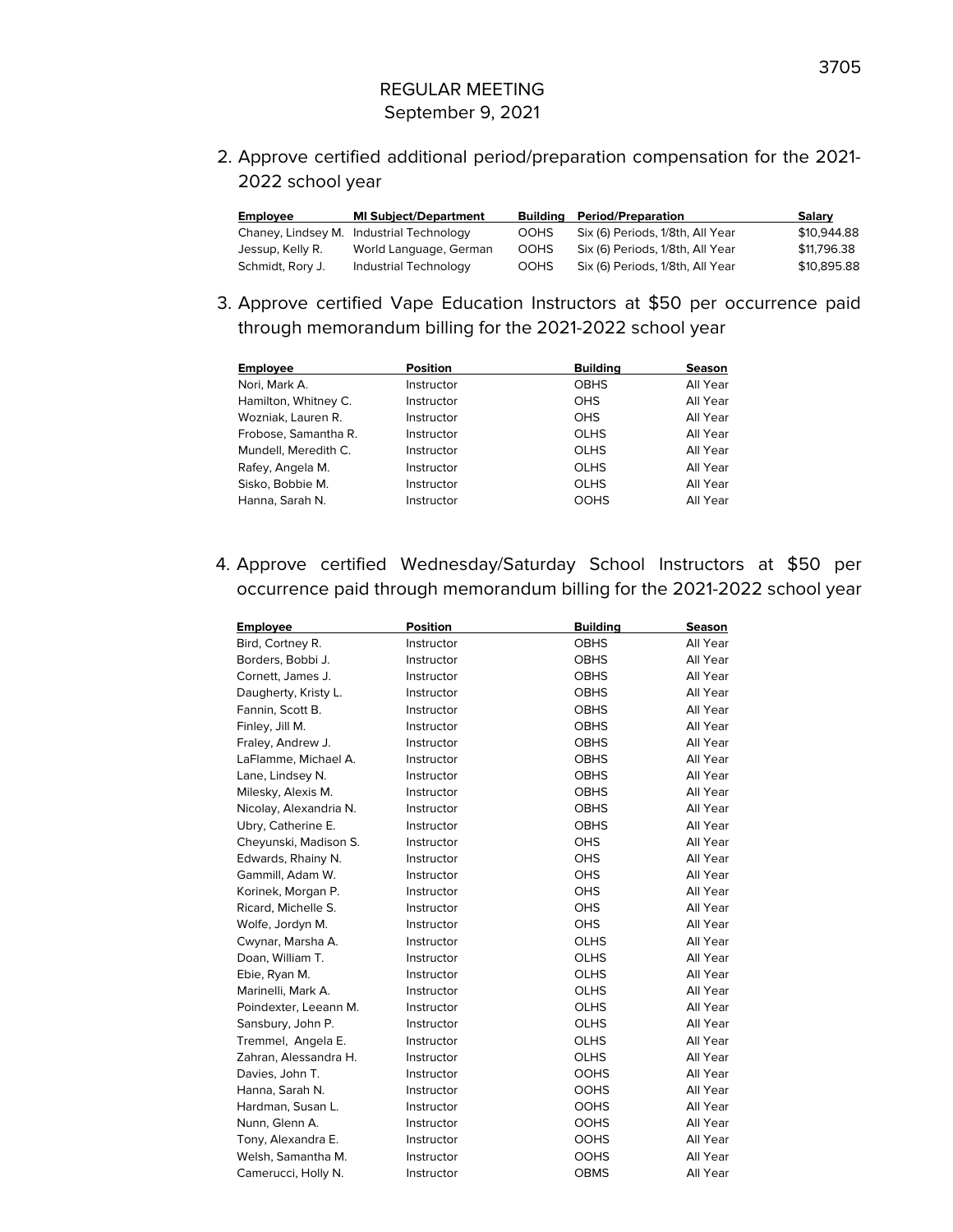REGULAR MEETING
September 9, 2021

2. Approve certified additional period/preparation compensation for the 2021-2022 school year

| Employee | MI Subject/Department | Building | Period/Preparation | Salary |
|---|---|---|---|---|
| Chaney, Lindsey M. | Industrial Technology | OOHS | Six (6) Periods, 1/8th, All Year | $10,944.88 |
| Jessup, Kelly R. | World Language, German | OOHS | Six (6) Periods, 1/8th, All Year | $11,796.38 |
| Schmidt, Rory J. | Industrial Technology | OOHS | Six (6) Periods, 1/8th, All Year | $10,895.88 |

3. Approve certified Vape Education Instructors at $50 per occurrence paid through memorandum billing for the 2021-2022 school year

| Employee | Position | Building | Season |
|---|---|---|---|
| Nori, Mark A. | Instructor | OBHS | All Year |
| Hamilton, Whitney C. | Instructor | OHS | All Year |
| Wozniak, Lauren R. | Instructor | OHS | All Year |
| Frobose, Samantha R. | Instructor | OLHS | All Year |
| Mundell, Meredith C. | Instructor | OLHS | All Year |
| Rafey, Angela M. | Instructor | OLHS | All Year |
| Sisko, Bobbie M. | Instructor | OLHS | All Year |
| Hanna, Sarah N. | Instructor | OOHS | All Year |

4. Approve certified Wednesday/Saturday School Instructors at $50 per occurrence paid through memorandum billing for the 2021-2022 school year

| Employee | Position | Building | Season |
|---|---|---|---|
| Bird, Cortney R. | Instructor | OBHS | All Year |
| Borders, Bobbi J. | Instructor | OBHS | All Year |
| Cornett, James J. | Instructor | OBHS | All Year |
| Daugherty, Kristy L. | Instructor | OBHS | All Year |
| Fannin, Scott B. | Instructor | OBHS | All Year |
| Finley, Jill M. | Instructor | OBHS | All Year |
| Fraley, Andrew J. | Instructor | OBHS | All Year |
| LaFlamme, Michael A. | Instructor | OBHS | All Year |
| Lane, Lindsey N. | Instructor | OBHS | All Year |
| Milesky, Alexis M. | Instructor | OBHS | All Year |
| Nicolay, Alexandria N. | Instructor | OBHS | All Year |
| Ubry, Catherine E. | Instructor | OBHS | All Year |
| Cheyunski, Madison S. | Instructor | OHS | All Year |
| Edwards, Rhainy N. | Instructor | OHS | All Year |
| Gammill, Adam W. | Instructor | OHS | All Year |
| Korinek, Morgan P. | Instructor | OHS | All Year |
| Ricard, Michelle S. | Instructor | OHS | All Year |
| Wolfe, Jordyn M. | Instructor | OHS | All Year |
| Cwynar, Marsha A. | Instructor | OLHS | All Year |
| Doan, William T. | Instructor | OLHS | All Year |
| Ebie, Ryan M. | Instructor | OLHS | All Year |
| Marinelli, Mark A. | Instructor | OLHS | All Year |
| Poindexter, Leeann M. | Instructor | OLHS | All Year |
| Sansbury, John P. | Instructor | OLHS | All Year |
| Tremmel, Angela E. | Instructor | OLHS | All Year |
| Zahran, Alessandra H. | Instructor | OLHS | All Year |
| Davies, John T. | Instructor | OOHS | All Year |
| Hanna, Sarah N. | Instructor | OOHS | All Year |
| Hardman, Susan L. | Instructor | OOHS | All Year |
| Nunn, Glenn A. | Instructor | OOHS | All Year |
| Tony, Alexandra E. | Instructor | OOHS | All Year |
| Welsh, Samantha M. | Instructor | OOHS | All Year |
| Camerucci, Holly N. | Instructor | OBMS | All Year |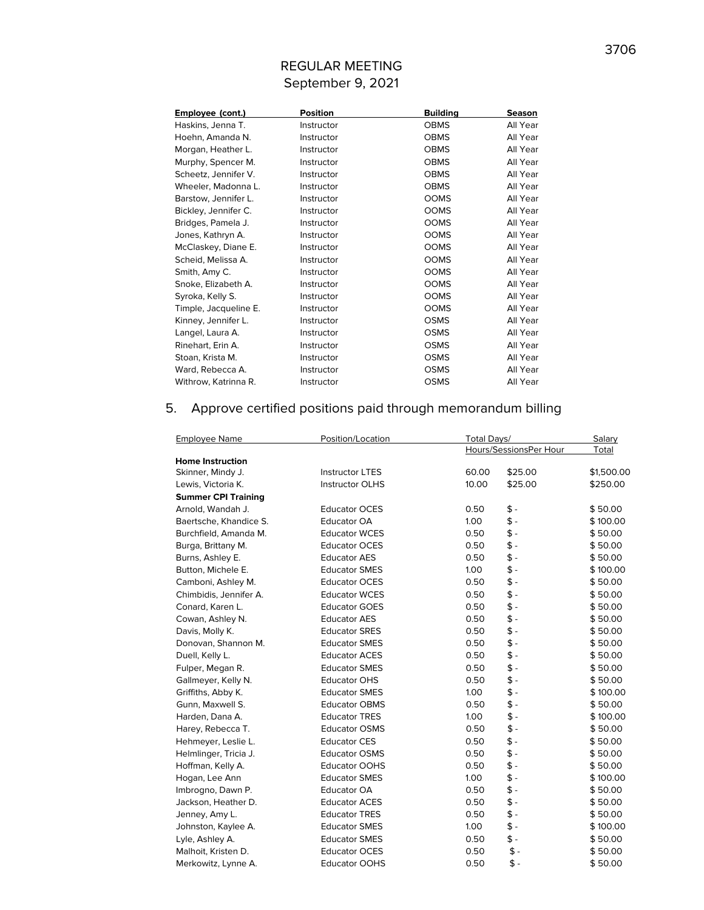# REGULAR MEETING
September 9, 2021

| Employee (cont.) | Position | Building | Season |
|---|---|---|---|
| Haskins, Jenna T. | Instructor | OBMS | All Year |
| Hoehn, Amanda N. | Instructor | OBMS | All Year |
| Morgan, Heather L. | Instructor | OBMS | All Year |
| Murphy, Spencer M. | Instructor | OBMS | All Year |
| Scheetz, Jennifer V. | Instructor | OBMS | All Year |
| Wheeler, Madonna L. | Instructor | OBMS | All Year |
| Barstow, Jennifer L. | Instructor | OOMS | All Year |
| Bickley, Jennifer C. | Instructor | OOMS | All Year |
| Bridges, Pamela J. | Instructor | OOMS | All Year |
| Jones, Kathryn A. | Instructor | OOMS | All Year |
| McClaskey, Diane E. | Instructor | OOMS | All Year |
| Scheid, Melissa A. | Instructor | OOMS | All Year |
| Smith, Amy C. | Instructor | OOMS | All Year |
| Snoke, Elizabeth A. | Instructor | OOMS | All Year |
| Syroka, Kelly S. | Instructor | OOMS | All Year |
| Timple, Jacqueline E. | Instructor | OOMS | All Year |
| Kinney, Jennifer L. | Instructor | OSMS | All Year |
| Langel, Laura A. | Instructor | OSMS | All Year |
| Rinehart, Erin A. | Instructor | OSMS | All Year |
| Stoan, Krista M. | Instructor | OSMS | All Year |
| Ward, Rebecca A. | Instructor | OSMS | All Year |
| Withrow, Katrinna R. | Instructor | OSMS | All Year |

5. Approve certified positions paid through memorandum billing

| Employee Name | Position/Location | Total Days/ Hours/Sessions | Per Hour | Salary Total |
|---|---|---|---|---|
| **Home Instruction** | | | | |
| Skinner, Mindy J. | Instructor LTES | 60.00 | $25.00 | $1,500.00 |
| Lewis, Victoria K. | Instructor OLHS | 10.00 | $25.00 | $250.00 |
| **Summer CPI Training** | | | | |
| Arnold, Wandah J. | Educator OCES | 0.50 | $ - | $ 50.00 |
| Baertsche, Khandice S. | Educator OA | 1.00 | $ - | $ 100.00 |
| Burchfield, Amanda M. | Educator WCES | 0.50 | $ - | $ 50.00 |
| Burga, Brittany M. | Educator OCES | 0.50 | $ - | $ 50.00 |
| Burns, Ashley E. | Educator AES | 0.50 | $ - | $ 50.00 |
| Button, Michele E. | Educator SMES | 1.00 | $ - | $ 100.00 |
| Camboni, Ashley M. | Educator OCES | 0.50 | $ - | $ 50.00 |
| Chimbidis, Jennifer A. | Educator WCES | 0.50 | $ - | $ 50.00 |
| Conard, Karen L. | Educator GOES | 0.50 | $ - | $ 50.00 |
| Cowan, Ashley N. | Educator AES | 0.50 | $ - | $ 50.00 |
| Davis, Molly K. | Educator SRES | 0.50 | $ - | $ 50.00 |
| Donovan, Shannon M. | Educator SMES | 0.50 | $ - | $ 50.00 |
| Duell, Kelly L. | Educator ACES | 0.50 | $ - | $ 50.00 |
| Fulper, Megan R. | Educator SMES | 0.50 | $ - | $ 50.00 |
| Gallmeyer, Kelly N. | Educator OHS | 0.50 | $ - | $ 50.00 |
| Griffiths, Abby K. | Educator SMES | 1.00 | $ - | $ 100.00 |
| Gunn, Maxwell S. | Educator OBMS | 0.50 | $ - | $ 50.00 |
| Harden, Dana A. | Educator TRES | 1.00 | $ - | $ 100.00 |
| Harey, Rebecca T. | Educator OSMS | 0.50 | $ - | $ 50.00 |
| Hehmeyer, Leslie L. | Educator CES | 0.50 | $ - | $ 50.00 |
| Helmlinger, Tricia J. | Educator OSMS | 0.50 | $ - | $ 50.00 |
| Hoffman, Kelly A. | Educator OOHS | 0.50 | $ - | $ 50.00 |
| Hogan, Lee Ann | Educator SMES | 1.00 | $ - | $ 100.00 |
| Imbrogno, Dawn P. | Educator OA | 0.50 | $ - | $ 50.00 |
| Jackson, Heather D. | Educator ACES | 0.50 | $ - | $ 50.00 |
| Jenney, Amy L. | Educator TRES | 0.50 | $ - | $ 50.00 |
| Johnston, Kaylee A. | Educator SMES | 1.00 | $ - | $ 100.00 |
| Lyle, Ashley A. | Educator SMES | 0.50 | $ - | $ 50.00 |
| Malhoit, Kristen D. | Educator OCES | 0.50 | $ - | $ 50.00 |
| Merkowitz, Lynne A. | Educator OOHS | 0.50 | $ - | $ 50.00 |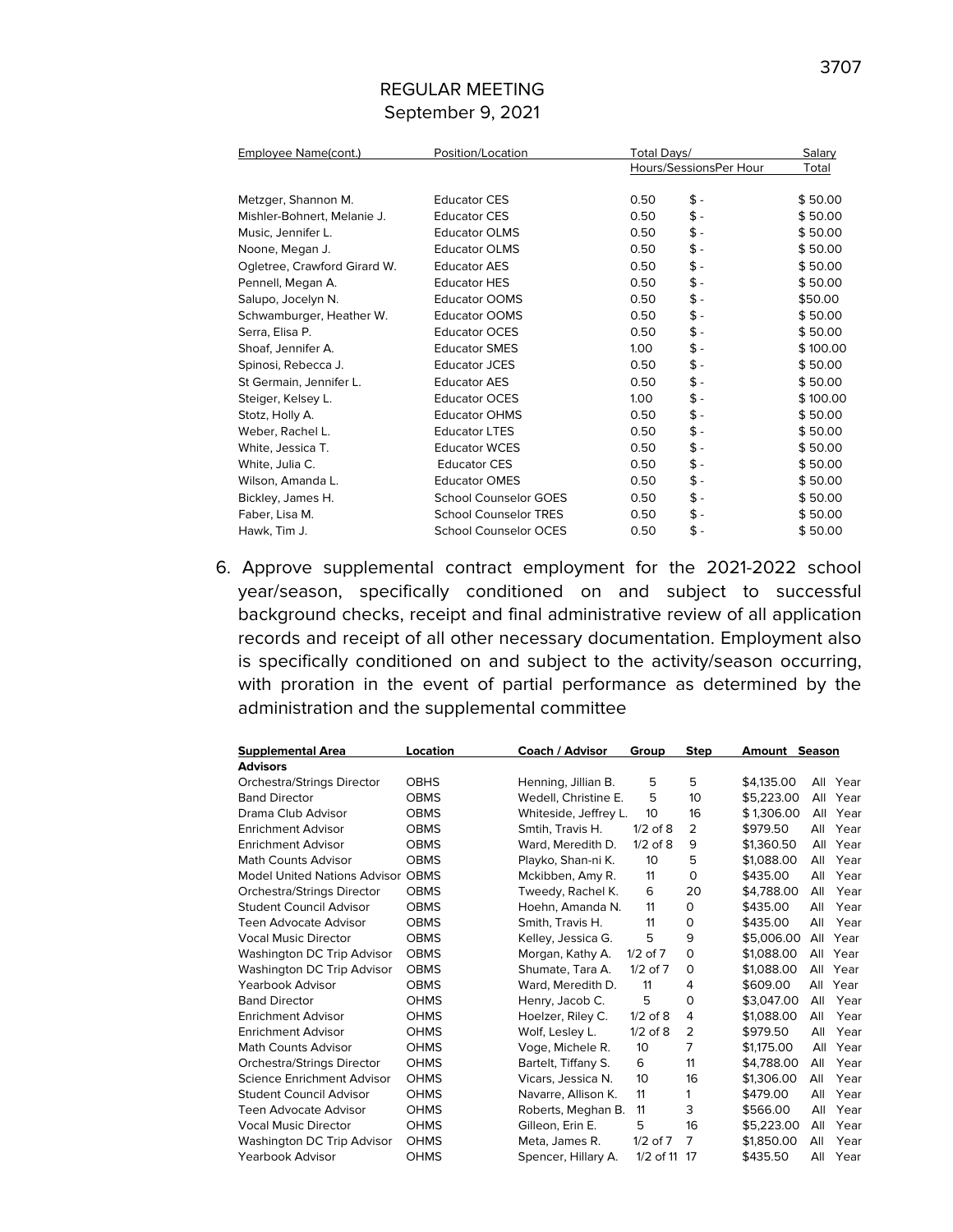REGULAR MEETING
September 9, 2021

| Employee Name(cont.) | Position/Location | Total Days/ Hours/Sessions | Per Hour | Salary Total |
|---|---|---|---|---|
| Metzger, Shannon M. | Educator CES | 0.50 | $ - | $ 50.00 |
| Mishler-Bohnert, Melanie J. | Educator CES | 0.50 | $ - | $ 50.00 |
| Music, Jennifer L. | Educator OLMS | 0.50 | $ - | $ 50.00 |
| Noone, Megan J. | Educator OLMS | 0.50 | $ - | $ 50.00 |
| Ogletree, Crawford Girard W. | Educator AES | 0.50 | $ - | $ 50.00 |
| Pennell, Megan A. | Educator HES | 0.50 | $ - | $ 50.00 |
| Salupo, Jocelyn N. | Educator OOMS | 0.50 | $ - | $50.00 |
| Schwamburger, Heather W. | Educator OOMS | 0.50 | $ - | $ 50.00 |
| Serra, Elisa P. | Educator OCES | 0.50 | $ - | $ 50.00 |
| Shoaf, Jennifer A. | Educator SMES | 1.00 | $ - | $ 100.00 |
| Spinosi, Rebecca J. | Educator JCES | 0.50 | $ - | $ 50.00 |
| St Germain, Jennifer L. | Educator AES | 0.50 | $ - | $ 50.00 |
| Steiger, Kelsey L. | Educator OCES | 1.00 | $ - | $ 100.00 |
| Stotz, Holly A. | Educator OHMS | 0.50 | $ - | $ 50.00 |
| Weber, Rachel L. | Educator LTES | 0.50 | $ - | $ 50.00 |
| White, Jessica T. | Educator WCES | 0.50 | $ - | $ 50.00 |
| White, Julia C. | Educator CES | 0.50 | $ - | $ 50.00 |
| Wilson, Amanda L. | Educator OMES | 0.50 | $ - | $ 50.00 |
| Bickley, James H. | School Counselor GOES | 0.50 | $ - | $ 50.00 |
| Faber, Lisa M. | School Counselor TRES | 0.50 | $ - | $ 50.00 |
| Hawk, Tim J. | School Counselor OCES | 0.50 | $ - | $ 50.00 |

6. Approve supplemental contract employment for the 2021-2022 school year/season, specifically conditioned on and subject to successful background checks, receipt and final administrative review of all application records and receipt of all other necessary documentation. Employment also is specifically conditioned on and subject to the activity/season occurring, with proration in the event of partial performance as determined by the administration and the supplemental committee

| Supplemental Area | Location | Coach / Advisor | Group | Step | Amount | Season |
|---|---|---|---|---|---|---|
| **Advisors** | | | | | | |
| Orchestra/Strings Director | OBHS | Henning, Jillian B. | 5 | 5 | $4,135.00 | All Year |
| Band Director | OBMS | Wedell, Christine E. | 5 | 10 | $5,223.00 | All Year |
| Drama Club Advisor | OBMS | Whiteside, Jeffrey L. | 10 | 16 | $ 1,306.00 | All Year |
| Enrichment Advisor | OBMS | Smtih, Travis H. | 1/2 of 8 | 2 | $979.50 | All Year |
| Enrichment Advisor | OBMS | Ward, Meredith D. | 1/2 of 8 | 9 | $1,360.50 | All Year |
| Math Counts Advisor | OBMS | Playko, Shan-ni K. | 10 | 5 | $1,088.00 | All Year |
| Model United Nations Advisor | OBMS | Mckibben, Amy R. | 11 | 0 | $435.00 | All Year |
| Orchestra/Strings Director | OBMS | Tweedy, Rachel K. | 6 | 20 | $4,788.00 | All Year |
| Student Council Advisor | OBMS | Hoehn, Amanda N. | 11 | 0 | $435.00 | All Year |
| Teen Advocate Advisor | OBMS | Smith, Travis H. | 11 | 0 | $435.00 | All Year |
| Vocal Music Director | OBMS | Kelley, Jessica G. | 5 | 9 | $5,006.00 | All Year |
| Washington DC Trip Advisor | OBMS | Morgan, Kathy A. | 1/2 of 7 | 0 | $1,088.00 | All Year |
| Washington DC Trip Advisor | OBMS | Shumate, Tara A. | 1/2 of 7 | 0 | $1,088.00 | All Year |
| Yearbook Advisor | OBMS | Ward, Meredith D. | 11 | 4 | $609.00 | All Year |
| Band Director | OHMS | Henry, Jacob C. | 5 | 0 | $3,047.00 | All Year |
| Enrichment Advisor | OHMS | Hoelzer, Riley C. | 1/2 of 8 | 4 | $1,088.00 | All Year |
| Enrichment Advisor | OHMS | Wolf, Lesley L. | 1/2 of 8 | 2 | $979.50 | All Year |
| Math Counts Advisor | OHMS | Voge, Michele R. | 10 | 7 | $1,175.00 | All Year |
| Orchestra/Strings Director | OHMS | Bartelt, Tiffany S. | 6 | 11 | $4,788.00 | All Year |
| Science Enrichment Advisor | OHMS | Vicars, Jessica N. | 10 | 16 | $1,306.00 | All Year |
| Student Council Advisor | OHMS | Navarre, Allison K. | 11 | 1 | $479.00 | All Year |
| Teen Advocate Advisor | OHMS | Roberts, Meghan B. | 11 | 3 | $566.00 | All Year |
| Vocal Music Director | OHMS | Gilleon, Erin E. | 5 | 16 | $5,223.00 | All Year |
| Washington DC Trip Advisor | OHMS | Meta, James R. | 1/2 of 7 | 7 | $1,850.00 | All Year |
| Yearbook Advisor | OHMS | Spencer, Hillary A. | 1/2 of 11 | 17 | $435.50 | All Year |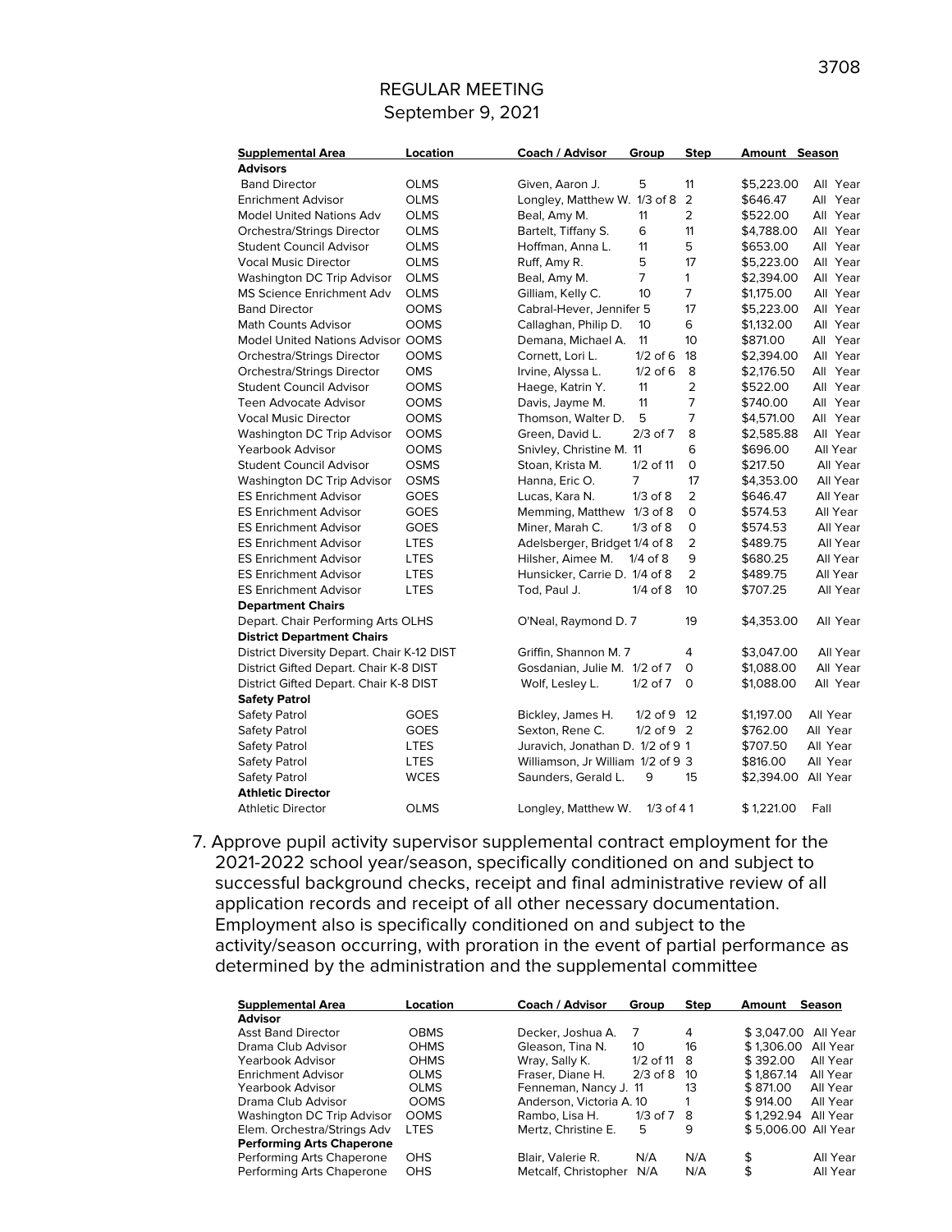REGULAR MEETING
September 9, 2021

| Supplemental Area | Location | Coach / Advisor | Group | Step | Amount | Season |
|---|---|---|---|---|---|---|
| **Advisors** | | | | | | |
| Band Director | OLMS | Given, Aaron J. | 5 | 11 | $5,223.00 | All Year |
| Enrichment Advisor | OLMS | Longley, Matthew W. | 1/3 of 8 | 2 | $646.47 | All Year |
| Model United Nations Adv | OLMS | Beal, Amy M. | 11 | 2 | $522.00 | All Year |
| Orchestra/Strings Director | OLMS | Bartelt, Tiffany S. | 6 | 11 | $4,788.00 | All Year |
| Student Council Advisor | OLMS | Hoffman, Anna L. | 11 | 5 | $653.00 | All Year |
| Vocal Music Director | OLMS | Ruff, Amy R. | 5 | 17 | $5,223.00 | All Year |
| Washington DC Trip Advisor | OLMS | Beal, Amy M. | 7 | 1 | $2,394.00 | All Year |
| MS Science Enrichment Adv | OLMS | Gilliam, Kelly C. | 10 | 7 | $1,175.00 | All Year |
| Band Director | OOMS | Cabral-Hever, Jennifer | 5 | 17 | $5,223.00 | All Year |
| Math Counts Advisor | OOMS | Callaghan, Philip D. | 10 | 6 | $1,132.00 | All Year |
| Model United Nations Advisor | OOMS | Demana, Michael A. | 11 | 10 | $871.00 | All Year |
| Orchestra/Strings Director | OOMS | Cornett, Lori L. | 1/2 of 6 | 18 | $2,394.00 | All Year |
| Orchestra/Strings Director | OMS | Irvine, Alyssa L. | 1/2 of 6 | 8 | $2,176.50 | All Year |
| Student Council Advisor | OOMS | Haege, Katrin Y. | 11 | 2 | $522.00 | All Year |
| Teen Advocate Advisor | OOMS | Davis, Jayme M. | 11 | 7 | $740.00 | All Year |
| Vocal Music Director | OOMS | Thomson, Walter D. | 5 | 7 | $4,571.00 | All Year |
| Washington DC Trip Advisor | OOMS | Green, David L. | 2/3 of 7 | 8 | $2,585.88 | All Year |
| Yearbook Advisor | OOMS | Snivley, Christine M. | 11 | 6 | $696.00 | All Year |
| Student Council Advisor | OSMS | Stoan, Krista M. | 1/2 of 11 | 0 | $217.50 | All Year |
| Washington DC Trip Advisor | OSMS | Hanna, Eric O. | 7 | 17 | $4,353.00 | All Year |
| ES Enrichment Advisor | GOES | Lucas, Kara N. | 1/3 of 8 | 2 | $646.47 | All Year |
| ES Enrichment Advisor | GOES | Memming, Matthew | 1/3 of 8 | 0 | $574.53 | All Year |
| ES Enrichment Advisor | GOES | Miner, Marah C. | 1/3 of 8 | 0 | $574.53 | All Year |
| ES Enrichment Advisor | LTES | Adelsberger, Bridget | 1/4 of 8 | 2 | $489.75 | All Year |
| ES Enrichment Advisor | LTES | Hilsher, Aimee M. | 1/4 of 8 | 9 | $680.25 | All Year |
| ES Enrichment Advisor | LTES | Hunsicker, Carrie D. | 1/4 of 8 | 2 | $489.75 | All Year |
| ES Enrichment Advisor | LTES | Tod, Paul J. | 1/4 of 8 | 10 | $707.25 | All Year |
| **Department Chairs** | | | | | | |
| Depart. Chair Performing Arts | OLHS | O'Neal, Raymond D. | 7 | 19 | $4,353.00 | All Year |
| **District Department Chairs** | | | | | | |
| District Diversity Depart. Chair K-12 | DIST | Griffin, Shannon M. | 7 | 4 | $3,047.00 | All Year |
| District Gifted Depart. Chair K-8 | DIST | Gosdanian, Julie M. | 1/2 of 7 | 0 | $1,088.00 | All Year |
| District Gifted Depart. Chair K-8 | DIST | Wolf, Lesley L. | 1/2 of 7 | 0 | $1,088.00 | All Year |
| **Safety Patrol** | | | | | | |
| Safety Patrol | GOES | Bickley, James H. | 1/2 of 9 | 12 | $1,197.00 | All Year |
| Safety Patrol | GOES | Sexton, Rene C. | 1/2 of 9 | 2 | $762.00 | All Year |
| Safety Patrol | LTES | Juravich, Jonathan D. | 1/2 of 9 | 1 | $707.50 | All Year |
| Safety Patrol | LTES | Williamson, Jr William | 1/2 of 9 | 3 | $816.00 | All Year |
| Safety Patrol | WCES | Saunders, Gerald L. | 9 | 15 | $2,394.00 | All Year |
| **Athletic Director** | | | | | | |
| Athletic Director | OLMS | Longley, Matthew W. | 1/3 of 4 | 1 | $ 1,221.00 | Fall |

7. Approve pupil activity supervisor supplemental contract employment for the 2021-2022 school year/season, specifically conditioned on and subject to successful background checks, receipt and final administrative review of all application records and receipt of all other necessary documentation. Employment also is specifically conditioned on and subject to the activity/season occurring, with proration in the event of partial performance as determined by the administration and the supplemental committee

| Supplemental Area | Location | Coach / Advisor | Group | Step | Amount | Season |
|---|---|---|---|---|---|---|
| **Advisor** | | | | | | |
| Asst Band Director | OBMS | Decker, Joshua A. | 7 | 4 | $ 3,047.00 | All Year |
| Drama Club Advisor | OHMS | Gleason, Tina N. | 10 | 16 | $ 1,306.00 | All Year |
| Yearbook Advisor | OHMS | Wray, Sally K. | 1/2 of 11 | 8 | $ 392.00 | All Year |
| Enrichment Advisor | OLMS | Fraser, Diane H. | 2/3 of 8 | 10 | $ 1,867.14 | All Year |
| Yearbook Advisor | OLMS | Fenneman, Nancy J. | 11 | 13 | $ 871.00 | All Year |
| Drama Club Advisor | OOMS | Anderson, Victoria A. | 10 | 1 | $ 914.00 | All Year |
| Washington DC Trip Advisor | OOMS | Rambo, Lisa H. | 1/3 of 7 | 8 | $ 1,292.94 | All Year |
| Elem. Orchestra/Strings Adv | LTES | Mertz, Christine E. | 5 | 9 | $ 5,006.00 | All Year |
| **Performing Arts Chaperone** | | | | | | |
| Performing Arts Chaperone | OHS | Blair, Valerie R. | N/A | N/A | $ | All Year |
| Performing Arts Chaperone | OHS | Metcalf, Christopher | N/A | N/A | $ | All Year |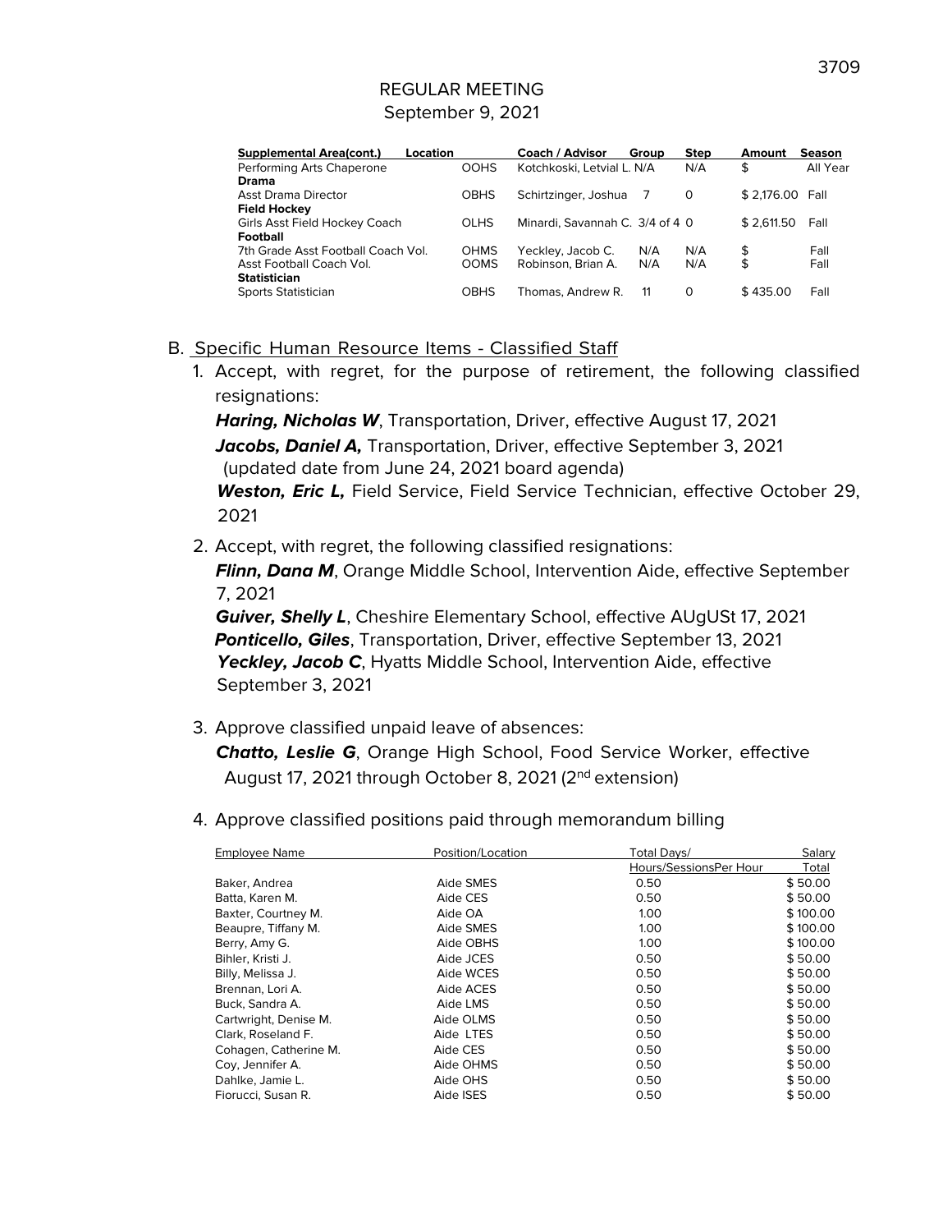REGULAR MEETING
September 9, 2021

| Supplemental Area(cont.) | Location | Coach / Advisor | Group | Step | Amount | Season |
|---|---|---|---|---|---|---|
| Performing Arts Chaperone | OOHS | Kotchkoski, Letvial L. | N/A | N/A | $ | All Year |
| **Drama** | | | | | | |
| Asst Drama Director | OBHS | Schirtzinger, Joshua | 7 | 0 | $ 2,176.00 | Fall |
| **Field Hockey** | | | | | | |
| Girls Asst Field Hockey Coach | OLHS | Minardi, Savannah C. | 3/4 of 4 | 0 | $ 2,611.50 | Fall |
| **Football** | | | | | | |
| 7th Grade Asst Football Coach Vol. | OHMS | Yeckley, Jacob C. | N/A | N/A | $ | Fall |
| Asst Football Coach Vol. | OOMS | Robinson, Brian A. | N/A | N/A | $ | Fall |
| **Statistician** | | | | | | |
| Sports Statistician | OBHS | Thomas, Andrew R. | 11 | 0 | $ 435.00 | Fall |

B. Specific Human Resource Items - Classified Staff

1. Accept, with regret, for the purpose of retirement, the following classified resignations:

   ***Haring, Nicholas W***, Transportation, Driver, effective August 17, 2021
   ***Jacobs, Daniel A,*** Transportation, Driver, effective September 3, 2021 (updated date from June 24, 2021 board agenda)
   ***Weston, Eric L,*** Field Service, Field Service Technician, effective October 29, 2021

2. Accept, with regret, the following classified resignations:

   ***Flinn, Dana M***, Orange Middle School, Intervention Aide, effective September 7, 2021
   ***Guiver, Shelly L***, Cheshire Elementary School, effective AUgUSt 17, 2021
   ***Ponticello, Giles***, Transportation, Driver, effective September 13, 2021
   ***Yeckley, Jacob C***, Hyatts Middle School, Intervention Aide, effective September 3, 2021

3. Approve classified unpaid leave of absences:

   ***Chatto, Leslie G***, Orange High School, Food Service Worker, effective August 17, 2021 through October 8, 2021 (2nd extension)

4. Approve classified positions paid through memorandum billing

| Employee Name | Position/Location | Total Days/ Hours/SessionsPer Hour | Salary Total |
|---|---|---|---|
| Baker, Andrea | Aide SMES | 0.50 | $ 50.00 |
| Batta, Karen M. | Aide CES | 0.50 | $ 50.00 |
| Baxter, Courtney M. | Aide OA | 1.00 | $ 100.00 |
| Beaupre, Tiffany M. | Aide SMES | 1.00 | $ 100.00 |
| Berry, Amy G. | Aide OBHS | 1.00 | $ 100.00 |
| Bihler, Kristi J. | Aide JCES | 0.50 | $ 50.00 |
| Billy, Melissa J. | Aide WCES | 0.50 | $ 50.00 |
| Brennan, Lori A. | Aide ACES | 0.50 | $ 50.00 |
| Buck, Sandra A. | Aide LMS | 0.50 | $ 50.00 |
| Cartwright, Denise M. | Aide OLMS | 0.50 | $ 50.00 |
| Clark, Roseland F. | Aide LTES | 0.50 | $ 50.00 |
| Cohagen, Catherine M. | Aide CES | 0.50 | $ 50.00 |
| Coy, Jennifer A. | Aide OHMS | 0.50 | $ 50.00 |
| Dahlke, Jamie L. | Aide OHS | 0.50 | $ 50.00 |
| Fiorucci, Susan R. | Aide ISES | 0.50 | $ 50.00 |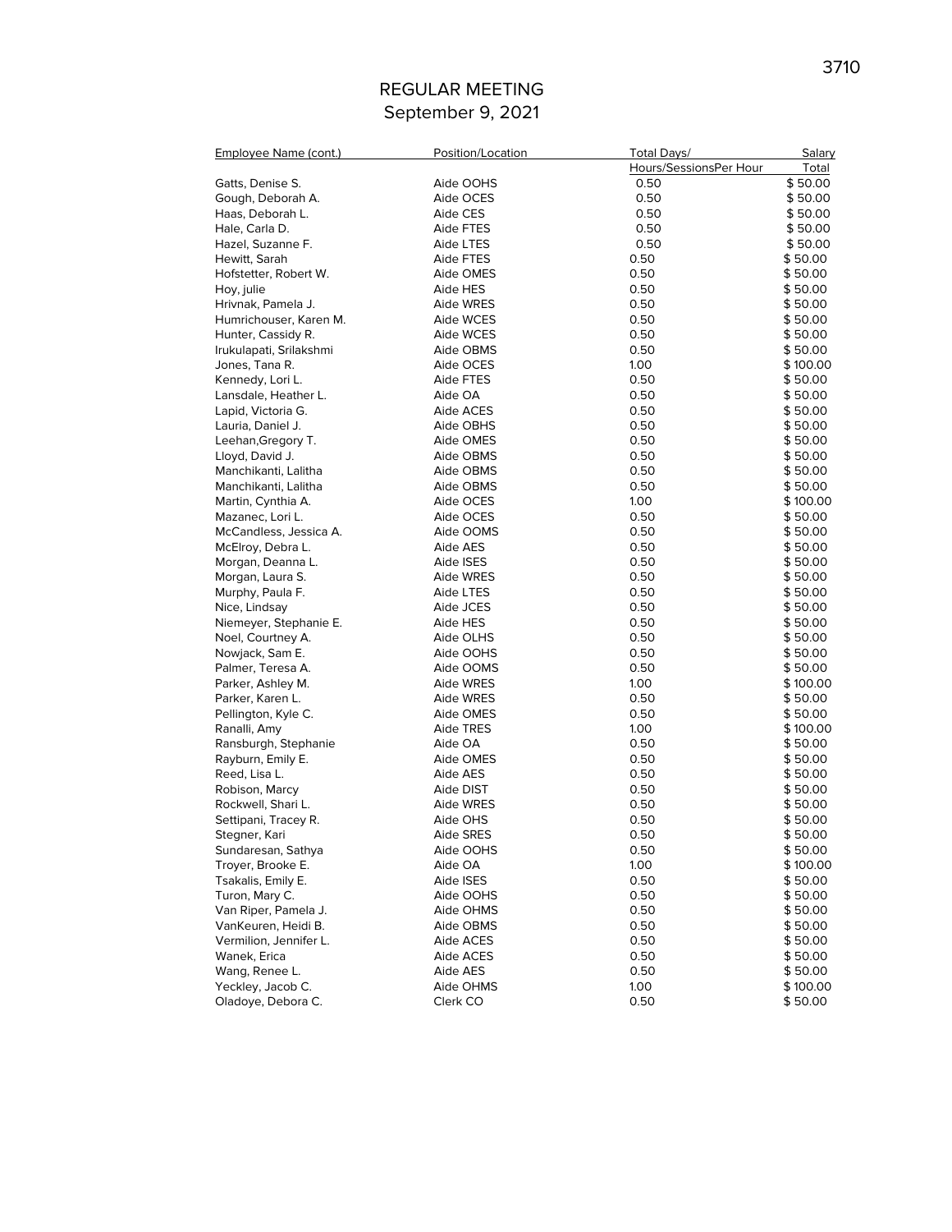# REGULAR MEETING
September 9, 2021

| Employee Name (cont.) | Position/Location | Total Days/ Hours/SessionsPer Hour | Salary Total |
|---|---|---|---|
| Gatts, Denise S. | Aide OOHS | 0.50 | $ 50.00 |
| Gough, Deborah A. | Aide OCES | 0.50 | $ 50.00 |
| Haas, Deborah L. | Aide CES | 0.50 | $ 50.00 |
| Hale, Carla D. | Aide FTES | 0.50 | $ 50.00 |
| Hazel, Suzanne F. | Aide LTES | 0.50 | $ 50.00 |
| Hewitt, Sarah | Aide FTES | 0.50 | $ 50.00 |
| Hofstetter, Robert W. | Aide OMES | 0.50 | $ 50.00 |
| Hoy, julie | Aide HES | 0.50 | $ 50.00 |
| Hrivnak, Pamela J. | Aide WRES | 0.50 | $ 50.00 |
| Humrichouser, Karen M. | Aide WCES | 0.50 | $ 50.00 |
| Hunter, Cassidy R. | Aide WCES | 0.50 | $ 50.00 |
| Irukulapati, Srilakshmi | Aide OBMS | 0.50 | $ 50.00 |
| Jones, Tana R. | Aide OCES | 1.00 | $ 100.00 |
| Kennedy, Lori L. | Aide FTES | 0.50 | $ 50.00 |
| Lansdale, Heather L. | Aide OA | 0.50 | $ 50.00 |
| Lapid, Victoria G. | Aide ACES | 0.50 | $ 50.00 |
| Lauria, Daniel J. | Aide OBHS | 0.50 | $ 50.00 |
| Leehan,Gregory T. | Aide OMES | 0.50 | $ 50.00 |
| Lloyd, David J. | Aide OBMS | 0.50 | $ 50.00 |
| Manchikanti, Lalitha | Aide OBMS | 0.50 | $ 50.00 |
| Manchikanti, Lalitha | Aide OBMS | 0.50 | $ 50.00 |
| Martin, Cynthia A. | Aide OCES | 1.00 | $ 100.00 |
| Mazanec, Lori L. | Aide OCES | 0.50 | $ 50.00 |
| McCandless, Jessica A. | Aide OOMS | 0.50 | $ 50.00 |
| McElroy, Debra L. | Aide AES | 0.50 | $ 50.00 |
| Morgan, Deanna L. | Aide ISES | 0.50 | $ 50.00 |
| Morgan, Laura S. | Aide WRES | 0.50 | $ 50.00 |
| Murphy, Paula F. | Aide LTES | 0.50 | $ 50.00 |
| Nice, Lindsay | Aide JCES | 0.50 | $ 50.00 |
| Niemeyer, Stephanie E. | Aide HES | 0.50 | $ 50.00 |
| Noel, Courtney A. | Aide OLHS | 0.50 | $ 50.00 |
| Nowjack, Sam E. | Aide OOHS | 0.50 | $ 50.00 |
| Palmer, Teresa A. | Aide OOMS | 0.50 | $ 50.00 |
| Parker, Ashley M. | Aide WRES | 1.00 | $ 100.00 |
| Parker, Karen L. | Aide WRES | 0.50 | $ 50.00 |
| Pellington, Kyle C. | Aide OMES | 0.50 | $ 50.00 |
| Ranalli, Amy | Aide TRES | 1.00 | $ 100.00 |
| Ransburgh, Stephanie | Aide OA | 0.50 | $ 50.00 |
| Rayburn, Emily E. | Aide OMES | 0.50 | $ 50.00 |
| Reed, Lisa L. | Aide AES | 0.50 | $ 50.00 |
| Robison, Marcy | Aide DIST | 0.50 | $ 50.00 |
| Rockwell, Shari L. | Aide WRES | 0.50 | $ 50.00 |
| Settipani, Tracey R. | Aide OHS | 0.50 | $ 50.00 |
| Stegner, Kari | Aide SRES | 0.50 | $ 50.00 |
| Sundaresan, Sathya | Aide OOHS | 0.50 | $ 50.00 |
| Troyer, Brooke E. | Aide OA | 1.00 | $ 100.00 |
| Tsakalis, Emily E. | Aide ISES | 0.50 | $ 50.00 |
| Turon, Mary C. | Aide OOHS | 0.50 | $ 50.00 |
| Van Riper, Pamela J. | Aide OHMS | 0.50 | $ 50.00 |
| VanKeuren, Heidi B. | Aide OBMS | 0.50 | $ 50.00 |
| Vermilion, Jennifer L. | Aide ACES | 0.50 | $ 50.00 |
| Wanek, Erica | Aide ACES | 0.50 | $ 50.00 |
| Wang, Renee L. | Aide AES | 0.50 | $ 50.00 |
| Yeckley, Jacob C. | Aide OHMS | 1.00 | $ 100.00 |
| Oladoye, Debora C. | Clerk CO | 0.50 | $ 50.00 |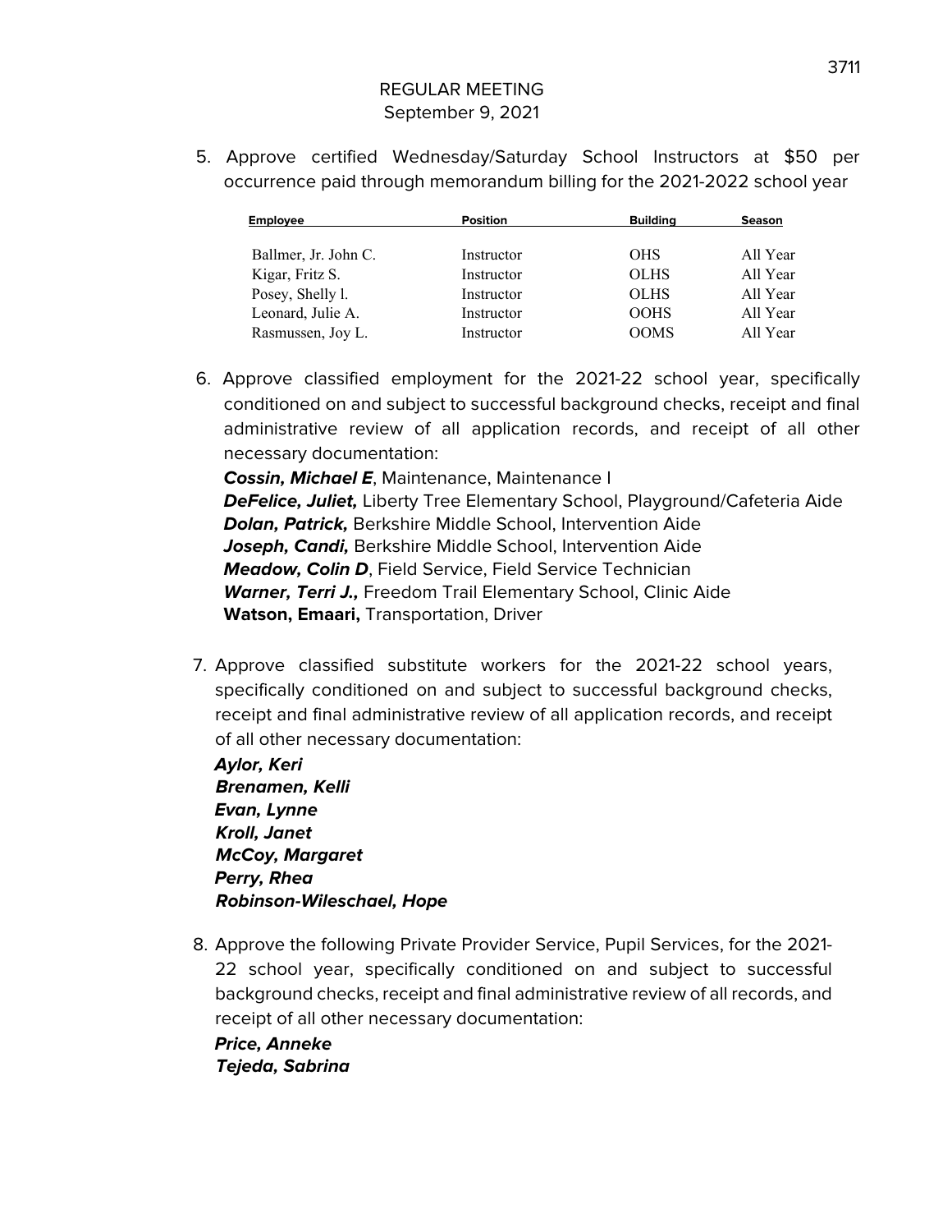REGULAR MEETING
September 9, 2021

5. Approve certified Wednesday/Saturday School Instructors at $50 per occurrence paid through memorandum billing for the 2021-2022 school year

| Employee | Position | Building | Season |
|---|---|---|---|
| Ballmer, Jr. John C. | Instructor | OHS | All Year |
| Kigar, Fritz S. | Instructor | OLHS | All Year |
| Posey, Shelly l. | Instructor | OLHS | All Year |
| Leonard, Julie A. | Instructor | OOHS | All Year |
| Rasmussen, Joy L. | Instructor | OOMS | All Year |

6. Approve classified employment for the 2021-22 school year, specifically conditioned on and subject to successful background checks, receipt and final administrative review of all application records, and receipt of all other necessary documentation:

   ***Cossin, Michael E***, Maintenance, Maintenance I
   ***DeFelice, Juliet,*** Liberty Tree Elementary School, Playground/Cafeteria Aide
   ***Dolan, Patrick,*** Berkshire Middle School, Intervention Aide
   ***Joseph, Candi,*** Berkshire Middle School, Intervention Aide
   ***Meadow, Colin D***, Field Service, Field Service Technician
   ***Warner, Terri J.,*** Freedom Trail Elementary School, Clinic Aide
   **Watson, Emaari,** Transportation, Driver

7. Approve classified substitute workers for the 2021-22 school years, specifically conditioned on and subject to successful background checks, receipt and final administrative review of all application records, and receipt of all other necessary documentation:

   ***Aylor, Keri***
   ***Brenamen, Kelli***
   ***Evan, Lynne***
   ***Kroll, Janet***
   ***McCoy, Margaret***
   ***Perry, Rhea***
   ***Robinson-Wileschael, Hope***

8. Approve the following Private Provider Service, Pupil Services, for the 2021-22 school year, specifically conditioned on and subject to successful background checks, receipt and final administrative review of all records, and receipt of all other necessary documentation:

   ***Price, Anneke***
   ***Tejeda, Sabrina***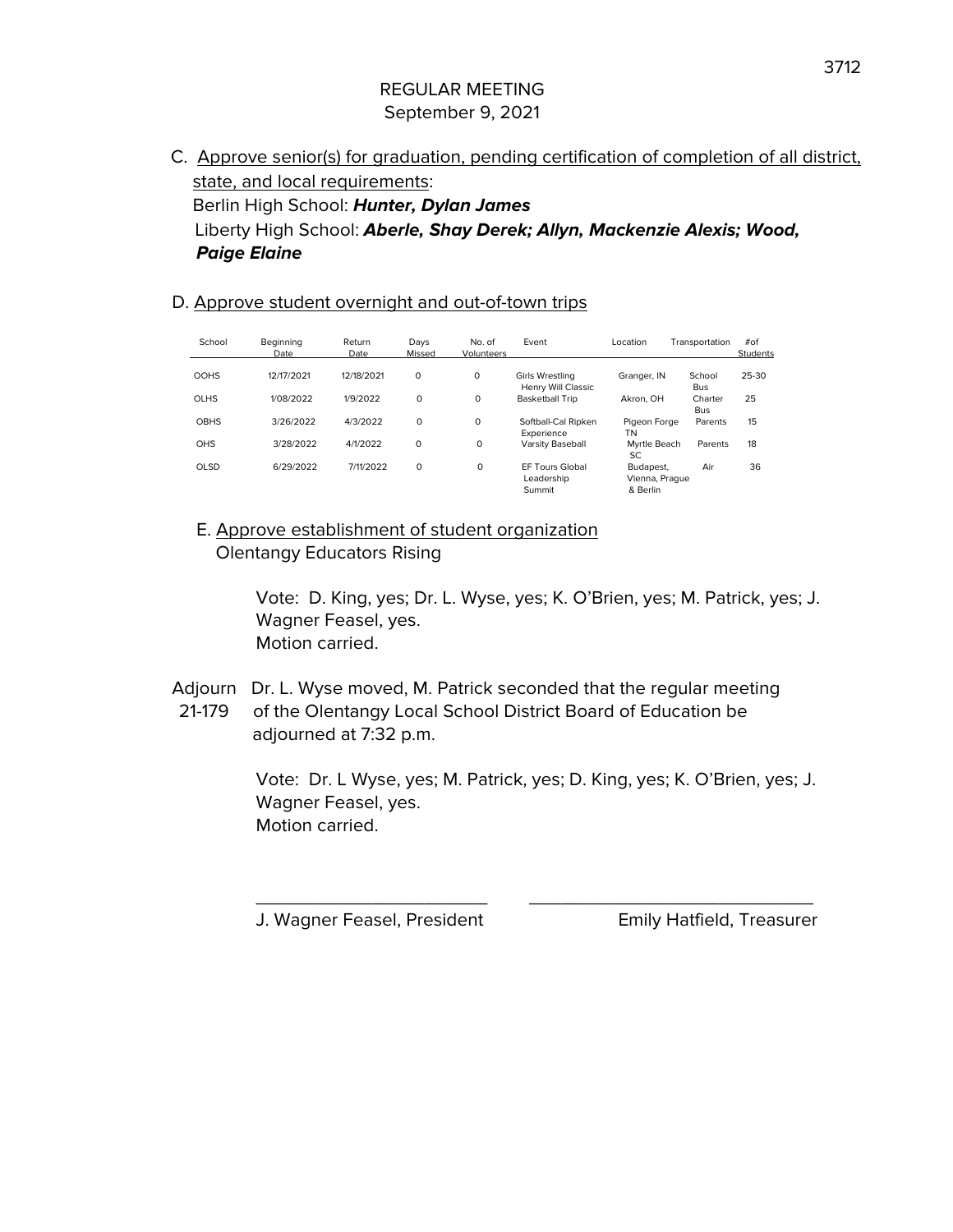REGULAR MEETING
September 9, 2021

C. Approve senior(s) for graduation, pending certification of completion of all district, state, and local requirements:
Berlin High School: ***Hunter, Dylan James***
Liberty High School: ***Aberle, Shay Derek; Allyn, Mackenzie Alexis; Wood, Paige Elaine***

D. Approve student overnight and out-of-town trips

| School | Beginning Date | Return Date | Days Missed | No. of Volunteers | Event | Location | Transportation | #of Students |
|---|---|---|---|---|---|---|---|---|
| OOHS | 12/17/2021 | 12/18/2021 | 0 | 0 | Girls Wrestling Henry Will Classic | Granger, IN | School Bus | 25-30 |
| OLHS | 1/08/2022 | 1/9/2022 | 0 | 0 | Basketball Trip | Akron, OH | Charter Bus | 25 |
| OBHS | 3/26/2022 | 4/3/2022 | 0 | 0 | Softball-Cal Ripken Experience | Pigeon Forge TN | Parents | 15 |
| OHS | 3/28/2022 | 4/1/2022 | 0 | 0 | Varsity Baseball | Myrtle Beach SC | Parents | 18 |
| OLSD | 6/29/2022 | 7/11/2022 | 0 | 0 | EF Tours Global Leadership Summit | Budapest, Vienna, Prague & Berlin | Air | 36 |

E. Approve establishment of student organization
Olentangy Educators Rising

Vote: D. King, yes; Dr. L. Wyse, yes; K. O'Brien, yes; M. Patrick, yes; J. Wagner Feasel, yes.
Motion carried.

Adjourn 21-179 Dr. L. Wyse moved, M. Patrick seconded that the regular meeting of the Olentangy Local School District Board of Education be adjourned at 7:32 p.m.

Vote: Dr. L Wyse, yes; M. Patrick, yes; D. King, yes; K. O'Brien, yes; J. Wagner Feasel, yes.
Motion carried.

\_\_\_\_\_\_\_\_\_\_\_\_\_\_\_\_\_\_\_\_\_\_\_\_ \_\_\_\_\_\_\_\_\_\_\_\_\_\_\_\_\_\_\_\_\_\_\_\_\_\_\_\_\_\_

J. Wagner Feasel, President Emily Hatfield, Treasurer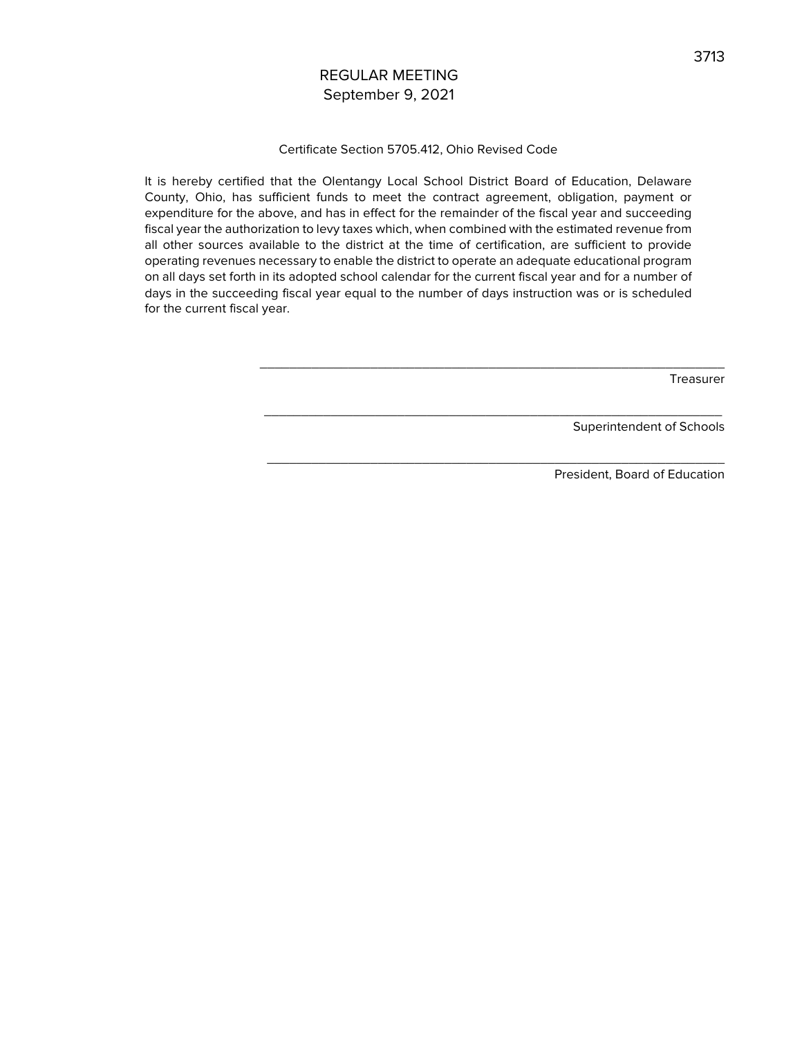REGULAR MEETING
September 9, 2021

Certificate Section 5705.412, Ohio Revised Code

It is hereby certified that the Olentangy Local School District Board of Education, Delaware County, Ohio, has sufficient funds to meet the contract agreement, obligation, payment or expenditure for the above, and has in effect for the remainder of the fiscal year and succeeding fiscal year the authorization to levy taxes which, when combined with the estimated revenue from all other sources available to the district at the time of certification, are sufficient to provide operating revenues necessary to enable the district to operate an adequate educational program on all days set forth in its adopted school calendar for the current fiscal year and for a number of days in the succeeding fiscal year equal to the number of days instruction was or is scheduled for the current fiscal year.

______________________________
Treasurer

______________________________
Superintendent of Schools

______________________________
President, Board of Education